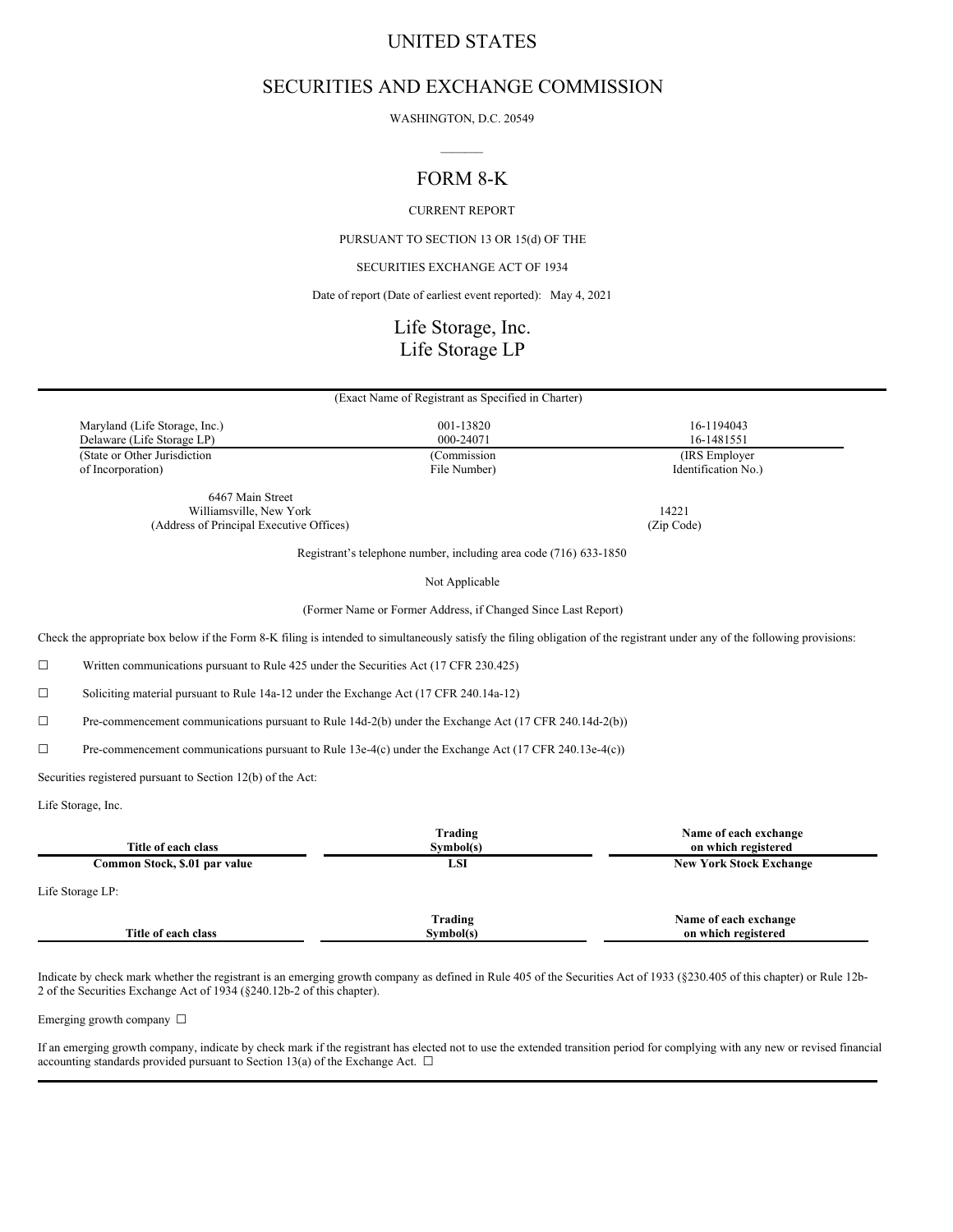# UNITED STATES

# SECURITIES AND EXCHANGE COMMISSION

WASHINGTON, D.C. 20549

---

# FORM 8-K

CURRENT REPORT

PURSUANT TO SECTION 13 OR 15(d) OF THE

SECURITIES EXCHANGE ACT OF 1934

Date of report (Date of earliest event reported): May 4, 2021

# Life Storage, Inc.
# Life Storage LP

(Exact Name of Registrant as Specified in Charter)

| (State or Other Jurisdiction of Incorporation) | (Commission File Number) | (IRS Employer Identification No.) |
|---|---|---|
| Maryland (Life Storage, Inc.) | 001-13820 | 16-1194043 |
| Delaware (Life Storage LP) | 000-24071 | 16-1481551 |

6467 Main Street
Williamsville, New York 14221
(Address of Principal Executive Offices) (Zip Code)

Registrant's telephone number, including area code (716) 633-1850

Not Applicable

(Former Name or Former Address, if Changed Since Last Report)

Check the appropriate box below if the Form 8-K filing is intended to simultaneously satisfy the filing obligation of the registrant under any of the following provisions:

☐ Written communications pursuant to Rule 425 under the Securities Act (17 CFR 230.425)

☐ Soliciting material pursuant to Rule 14a-12 under the Exchange Act (17 CFR 240.14a-12)

☐ Pre-commencement communications pursuant to Rule 14d-2(b) under the Exchange Act (17 CFR 240.14d-2(b))

☐ Pre-commencement communications pursuant to Rule 13e-4(c) under the Exchange Act (17 CFR 240.13e-4(c))

Securities registered pursuant to Section 12(b) of the Act:

Life Storage, Inc.

| Title of each class | Trading Symbol(s) | Name of each exchange on which registered |
|---|---|---|
| **Common Stock, $.01 par value** | **LSI** | **New York Stock Exchange** |

Life Storage LP:

| Title of each class | Trading Symbol(s) | Name of each exchange on which registered |
|---|---|---|

Indicate by check mark whether the registrant is an emerging growth company as defined in Rule 405 of the Securities Act of 1933 (§230.405 of this chapter) or Rule 12b-2 of the Securities Exchange Act of 1934 (§240.12b-2 of this chapter).

Emerging growth company ☐

If an emerging growth company, indicate by check mark if the registrant has elected not to use the extended transition period for complying with any new or revised financial accounting standards provided pursuant to Section 13(a) of the Exchange Act. ☐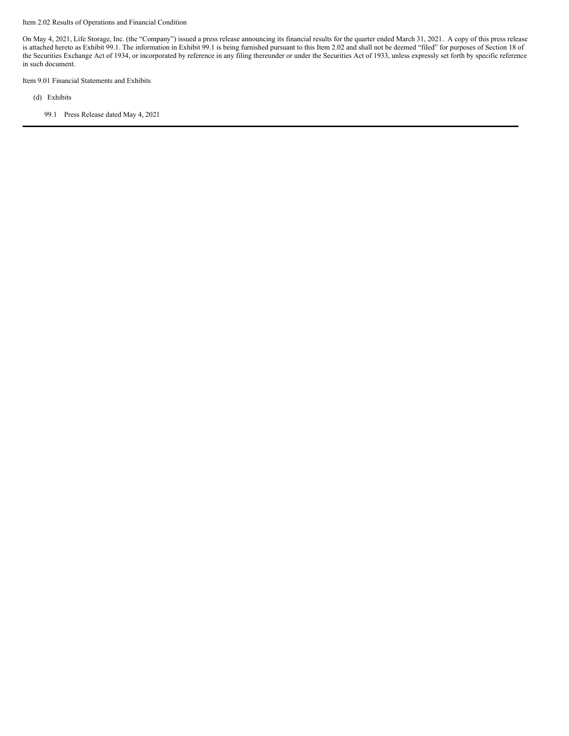Item 2.02 Results of Operations and Financial Condition

On May 4, 2021, Life Storage, Inc. (the "Company") issued a press release announcing its financial results for the quarter ended March 31, 2021. A copy of this press release is attached hereto as Exhibit 99.1. The information in Exhibit 99.1 is being furnished pursuant to this Item 2.02 and shall not be deemed "filed" for purposes of Section 18 of the Securities Exchange Act of 1934, or incorporated by reference in any filing thereunder or under the Securities Act of 1933, unless expressly set forth by specific reference in such document.

Item 9.01 Financial Statements and Exhibits

(d) Exhibits

99.1 Press Release dated May 4, 2021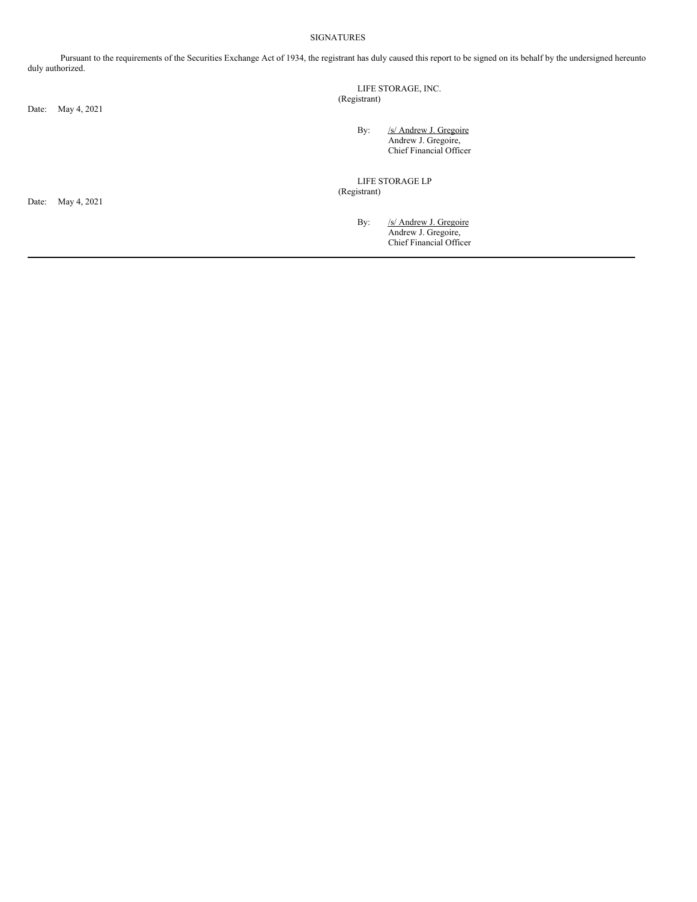SIGNATURES

Pursuant to the requirements of the Securities Exchange Act of 1934, the registrant has duly caused this report to be signed on its behalf by the undersigned hereunto duly authorized.

LIFE STORAGE, INC.
(Registrant)

Date: May 4, 2021

By: /s/ Andrew J. Gregoire
Andrew J. Gregoire,
Chief Financial Officer

LIFE STORAGE LP
(Registrant)

Date: May 4, 2021

By: /s/ Andrew J. Gregoire
Andrew J. Gregoire,
Chief Financial Officer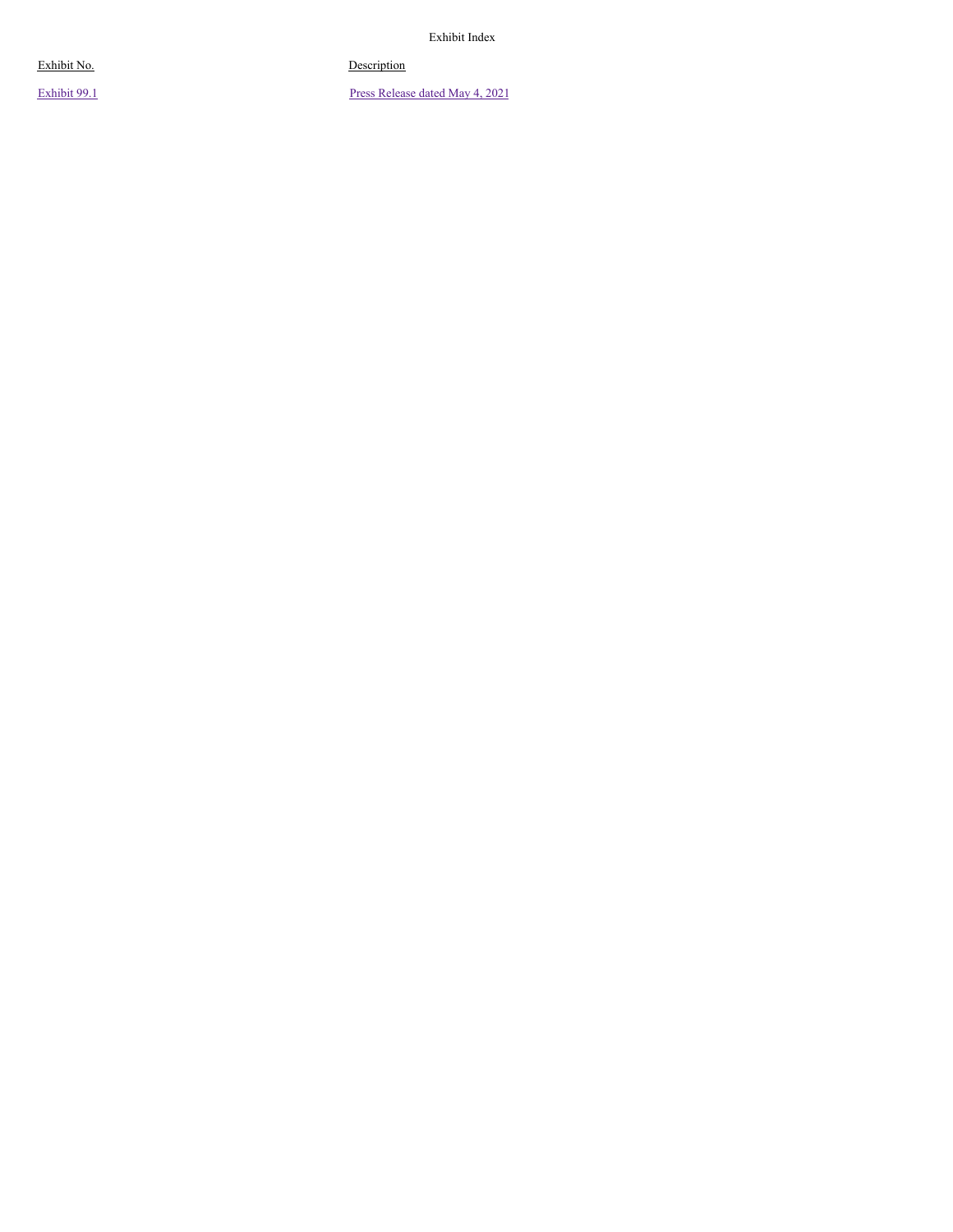Exhibit Index

| Exhibit No. | Description |
| --- | --- |
| Exhibit 99.1 | Press Release dated May 4, 2021 |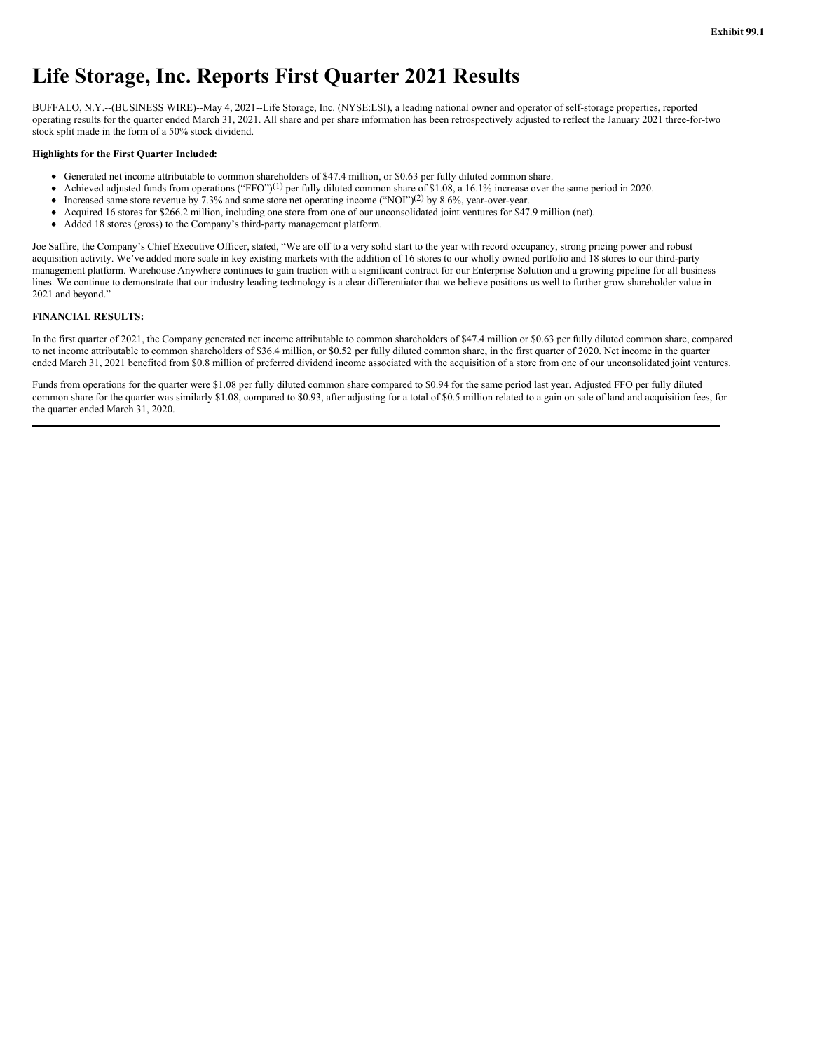Exhibit 99.1

# Life Storage, Inc. Reports First Quarter 2021 Results

BUFFALO, N.Y.--(BUSINESS WIRE)--May 4, 2021--Life Storage, Inc. (NYSE:LSI), a leading national owner and operator of self-storage properties, reported operating results for the quarter ended March 31, 2021. All share and per share information has been retrospectively adjusted to reflect the January 2021 three-for-two stock split made in the form of a 50% stock dividend.

**Highlights for the First Quarter Included:**

- Generated net income attributable to common shareholders of $47.4 million, or $0.63 per fully diluted common share.
- Achieved adjusted funds from operations (“FFO”)(1) per fully diluted common share of $1.08, a 16.1% increase over the same period in 2020.
- Increased same store revenue by 7.3% and same store net operating income (“NOI”)(2) by 8.6%, year-over-year.
- Acquired 16 stores for $266.2 million, including one store from one of our unconsolidated joint ventures for $47.9 million (net).
- Added 18 stores (gross) to the Company’s third-party management platform.

Joe Saffire, the Company’s Chief Executive Officer, stated, “We are off to a very solid start to the year with record occupancy, strong pricing power and robust acquisition activity. We’ve added more scale in key existing markets with the addition of 16 stores to our wholly owned portfolio and 18 stores to our third-party management platform. Warehouse Anywhere continues to gain traction with a significant contract for our Enterprise Solution and a growing pipeline for all business lines. We continue to demonstrate that our industry leading technology is a clear differentiator that we believe positions us well to further grow shareholder value in 2021 and beyond.”

**FINANCIAL RESULTS:**

In the first quarter of 2021, the Company generated net income attributable to common shareholders of $47.4 million or $0.63 per fully diluted common share, compared to net income attributable to common shareholders of $36.4 million, or $0.52 per fully diluted common share, in the first quarter of 2020. Net income in the quarter ended March 31, 2021 benefited from $0.8 million of preferred dividend income associated with the acquisition of a store from one of our unconsolidated joint ventures.

Funds from operations for the quarter were $1.08 per fully diluted common share compared to $0.94 for the same period last year. Adjusted FFO per fully diluted common share for the quarter was similarly $1.08, compared to $0.93, after adjusting for a total of $0.5 million related to a gain on sale of land and acquisition fees, for the quarter ended March 31, 2020.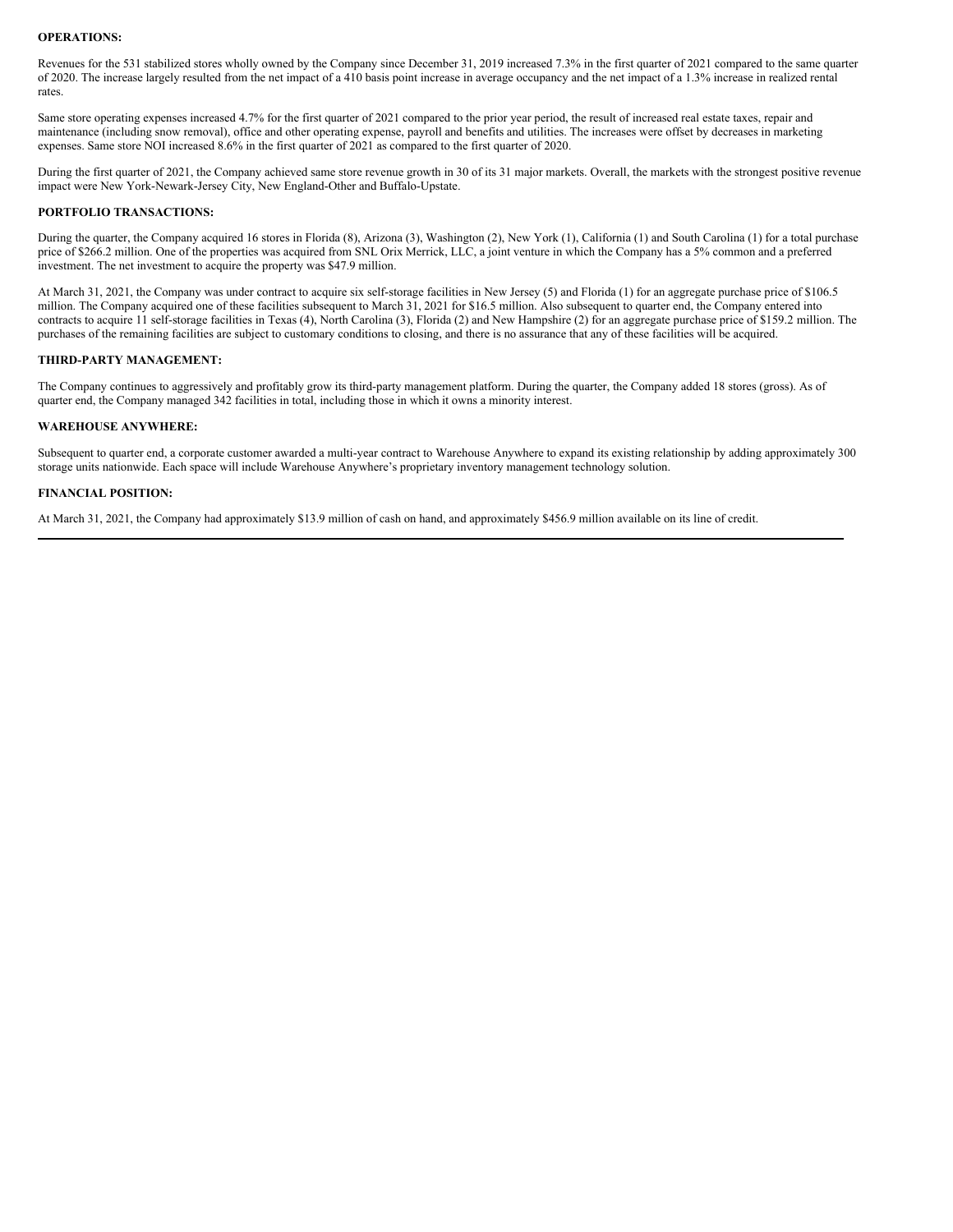**OPERATIONS:**

Revenues for the 531 stabilized stores wholly owned by the Company since December 31, 2019 increased 7.3% in the first quarter of 2021 compared to the same quarter of 2020. The increase largely resulted from the net impact of a 410 basis point increase in average occupancy and the net impact of a 1.3% increase in realized rental rates.

Same store operating expenses increased 4.7% for the first quarter of 2021 compared to the prior year period, the result of increased real estate taxes, repair and maintenance (including snow removal), office and other operating expense, payroll and benefits and utilities. The increases were offset by decreases in marketing expenses. Same store NOI increased 8.6% in the first quarter of 2021 as compared to the first quarter of 2020.

During the first quarter of 2021, the Company achieved same store revenue growth in 30 of its 31 major markets. Overall, the markets with the strongest positive revenue impact were New York-Newark-Jersey City, New England-Other and Buffalo-Upstate.

**PORTFOLIO TRANSACTIONS:**

During the quarter, the Company acquired 16 stores in Florida (8), Arizona (3), Washington (2), New York (1), California (1) and South Carolina (1) for a total purchase price of $266.2 million. One of the properties was acquired from SNL Orix Merrick, LLC, a joint venture in which the Company has a 5% common and a preferred investment. The net investment to acquire the property was $47.9 million.

At March 31, 2021, the Company was under contract to acquire six self-storage facilities in New Jersey (5) and Florida (1) for an aggregate purchase price of $106.5 million. The Company acquired one of these facilities subsequent to March 31, 2021 for $16.5 million. Also subsequent to quarter end, the Company entered into contracts to acquire 11 self-storage facilities in Texas (4), North Carolina (3), Florida (2) and New Hampshire (2) for an aggregate purchase price of $159.2 million. The purchases of the remaining facilities are subject to customary conditions to closing, and there is no assurance that any of these facilities will be acquired.

**THIRD-PARTY MANAGEMENT:**

The Company continues to aggressively and profitably grow its third-party management platform. During the quarter, the Company added 18 stores (gross). As of quarter end, the Company managed 342 facilities in total, including those in which it owns a minority interest.

**WAREHOUSE ANYWHERE:**

Subsequent to quarter end, a corporate customer awarded a multi-year contract to Warehouse Anywhere to expand its existing relationship by adding approximately 300 storage units nationwide. Each space will include Warehouse Anywhere's proprietary inventory management technology solution.

**FINANCIAL POSITION:**

At March 31, 2021, the Company had approximately $13.9 million of cash on hand, and approximately $456.9 million available on its line of credit.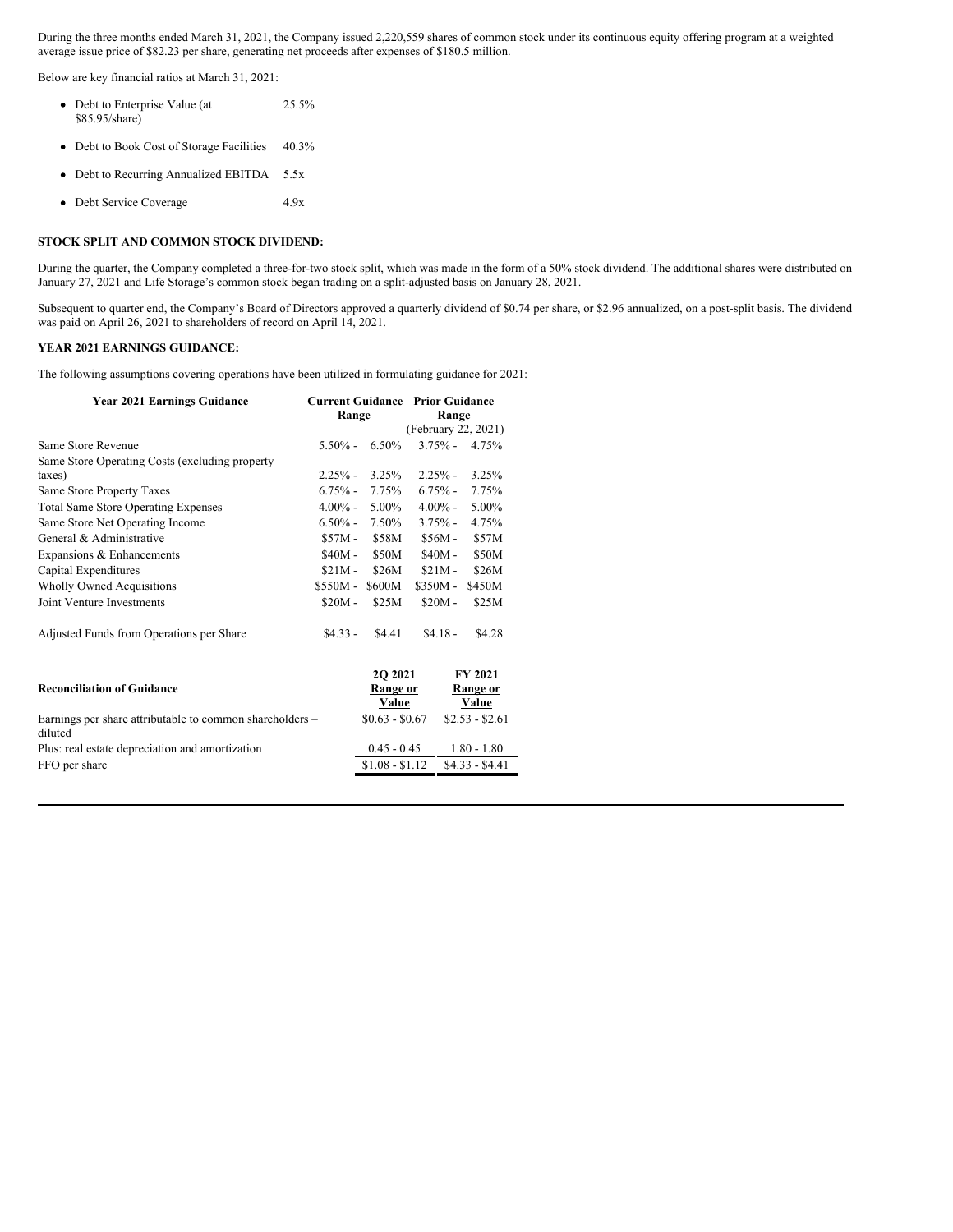During the three months ended March 31, 2021, the Company issued 2,220,559 shares of common stock under its continuous equity offering program at a weighted average issue price of $82.23 per share, generating net proceeds after expenses of $180.5 million.

Below are key financial ratios at March 31, 2021:

| | |
|---|---|
| • Debt to Enterprise Value (at $85.95/share) | 25.5% |
| • Debt to Book Cost of Storage Facilities | 40.3% |
| • Debt to Recurring Annualized EBITDA | 5.5x |
| • Debt Service Coverage | 4.9x |

**STOCK SPLIT AND COMMON STOCK DIVIDEND:**

During the quarter, the Company completed a three-for-two stock split, which was made in the form of a 50% stock dividend. The additional shares were distributed on January 27, 2021 and Life Storage's common stock began trading on a split-adjusted basis on January 28, 2021.

Subsequent to quarter end, the Company's Board of Directors approved a quarterly dividend of $0.74 per share, or $2.96 annualized, on a post-split basis. The dividend was paid on April 26, 2021 to shareholders of record on April 14, 2021.

**YEAR 2021 EARNINGS GUIDANCE:**

The following assumptions covering operations have been utilized in formulating guidance for 2021:

| Year 2021 Earnings Guidance | Current Guidance Range | | Prior Guidance Range (February 22, 2021) | |
|---|---|---|---|---|
| Same Store Revenue | 5.50% - | 6.50% | 3.75% - | 4.75% |
| Same Store Operating Costs (excluding property taxes) | 2.25% - | 3.25% | 2.25% - | 3.25% |
| Same Store Property Taxes | 6.75% - | 7.75% | 6.75% - | 7.75% |
| Total Same Store Operating Expenses | 4.00% - | 5.00% | 4.00% - | 5.00% |
| Same Store Net Operating Income | 6.50% - | 7.50% | 3.75% - | 4.75% |
| General & Administrative | $57M - | $58M | $56M - | $57M |
| Expansions & Enhancements | $40M - | $50M | $40M - | $50M |
| Capital Expenditures | $21M - | $26M | $21M - | $26M |
| Wholly Owned Acquisitions | $550M - | $600M | $350M - | $450M |
| Joint Venture Investments | $20M - | $25M | $20M - | $25M |
| | | | | |
| Adjusted Funds from Operations per Share | $4.33 - | $4.41 | $4.18 - | $4.28 |

| Reconciliation of Guidance | 2Q 2021 Range or Value | FY 2021 Range or Value |
|---|---|---|
| Earnings per share attributable to common shareholders – diluted | $0.63 - $0.67 | $2.53 - $2.61 |
| Plus: real estate depreciation and amortization | 0.45 - 0.45 | 1.80 - 1.80 |
| FFO per share | $1.08 - $1.12 | $4.33 - $4.41 |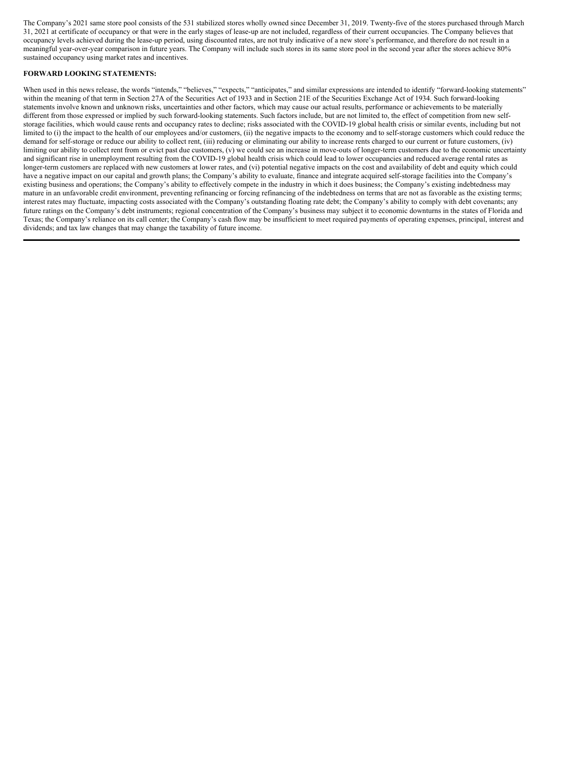The Company's 2021 same store pool consists of the 531 stabilized stores wholly owned since December 31, 2019. Twenty-five of the stores purchased through March 31, 2021 at certificate of occupancy or that were in the early stages of lease-up are not included, regardless of their current occupancies. The Company believes that occupancy levels achieved during the lease-up period, using discounted rates, are not truly indicative of a new store's performance, and therefore do not result in a meaningful year-over-year comparison in future years. The Company will include such stores in its same store pool in the second year after the stores achieve 80% sustained occupancy using market rates and incentives.

**FORWARD LOOKING STATEMENTS:**

When used in this news release, the words "intends," "believes," "expects," "anticipates," and similar expressions are intended to identify "forward-looking statements" within the meaning of that term in Section 27A of the Securities Act of 1933 and in Section 21E of the Securities Exchange Act of 1934. Such forward-looking statements involve known and unknown risks, uncertainties and other factors, which may cause our actual results, performance or achievements to be materially different from those expressed or implied by such forward-looking statements. Such factors include, but are not limited to, the effect of competition from new self-storage facilities, which would cause rents and occupancy rates to decline; risks associated with the COVID-19 global health crisis or similar events, including but not limited to (i) the impact to the health of our employees and/or customers, (ii) the negative impacts to the economy and to self-storage customers which could reduce the demand for self-storage or reduce our ability to collect rent, (iii) reducing or eliminating our ability to increase rents charged to our current or future customers, (iv) limiting our ability to collect rent from or evict past due customers, (v) we could see an increase in move-outs of longer-term customers due to the economic uncertainty and significant rise in unemployment resulting from the COVID-19 global health crisis which could lead to lower occupancies and reduced average rental rates as longer-term customers are replaced with new customers at lower rates, and (vi) potential negative impacts on the cost and availability of debt and equity which could have a negative impact on our capital and growth plans; the Company's ability to evaluate, finance and integrate acquired self-storage facilities into the Company's existing business and operations; the Company's ability to effectively compete in the industry in which it does business; the Company's existing indebtedness may mature in an unfavorable credit environment, preventing refinancing or forcing refinancing of the indebtedness on terms that are not as favorable as the existing terms; interest rates may fluctuate, impacting costs associated with the Company's outstanding floating rate debt; the Company's ability to comply with debt covenants; any future ratings on the Company's debt instruments; regional concentration of the Company's business may subject it to economic downturns in the states of Florida and Texas; the Company's reliance on its call center; the Company's cash flow may be insufficient to meet required payments of operating expenses, principal, interest and dividends; and tax law changes that may change the taxability of future income.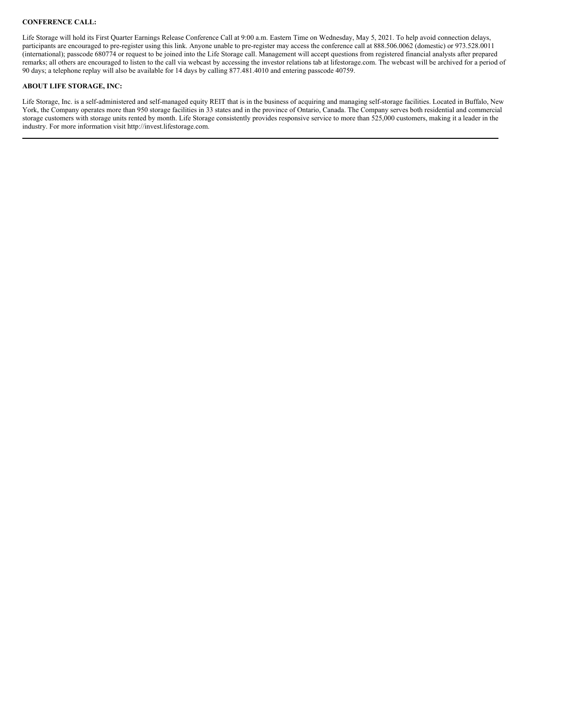**CONFERENCE CALL:**

Life Storage will hold its First Quarter Earnings Release Conference Call at 9:00 a.m. Eastern Time on Wednesday, May 5, 2021. To help avoid connection delays, participants are encouraged to pre-register using this link. Anyone unable to pre-register may access the conference call at 888.506.0062 (domestic) or 973.528.0011 (international); passcode 680774 or request to be joined into the Life Storage call. Management will accept questions from registered financial analysts after prepared remarks; all others are encouraged to listen to the call via webcast by accessing the investor relations tab at lifestorage.com. The webcast will be archived for a period of 90 days; a telephone replay will also be available for 14 days by calling 877.481.4010 and entering passcode 40759.

**ABOUT LIFE STORAGE, INC:**

Life Storage, Inc. is a self-administered and self-managed equity REIT that is in the business of acquiring and managing self-storage facilities. Located in Buffalo, New York, the Company operates more than 950 storage facilities in 33 states and in the province of Ontario, Canada. The Company serves both residential and commercial storage customers with storage units rented by month. Life Storage consistently provides responsive service to more than 525,000 customers, making it a leader in the industry. For more information visit http://invest.lifestorage.com.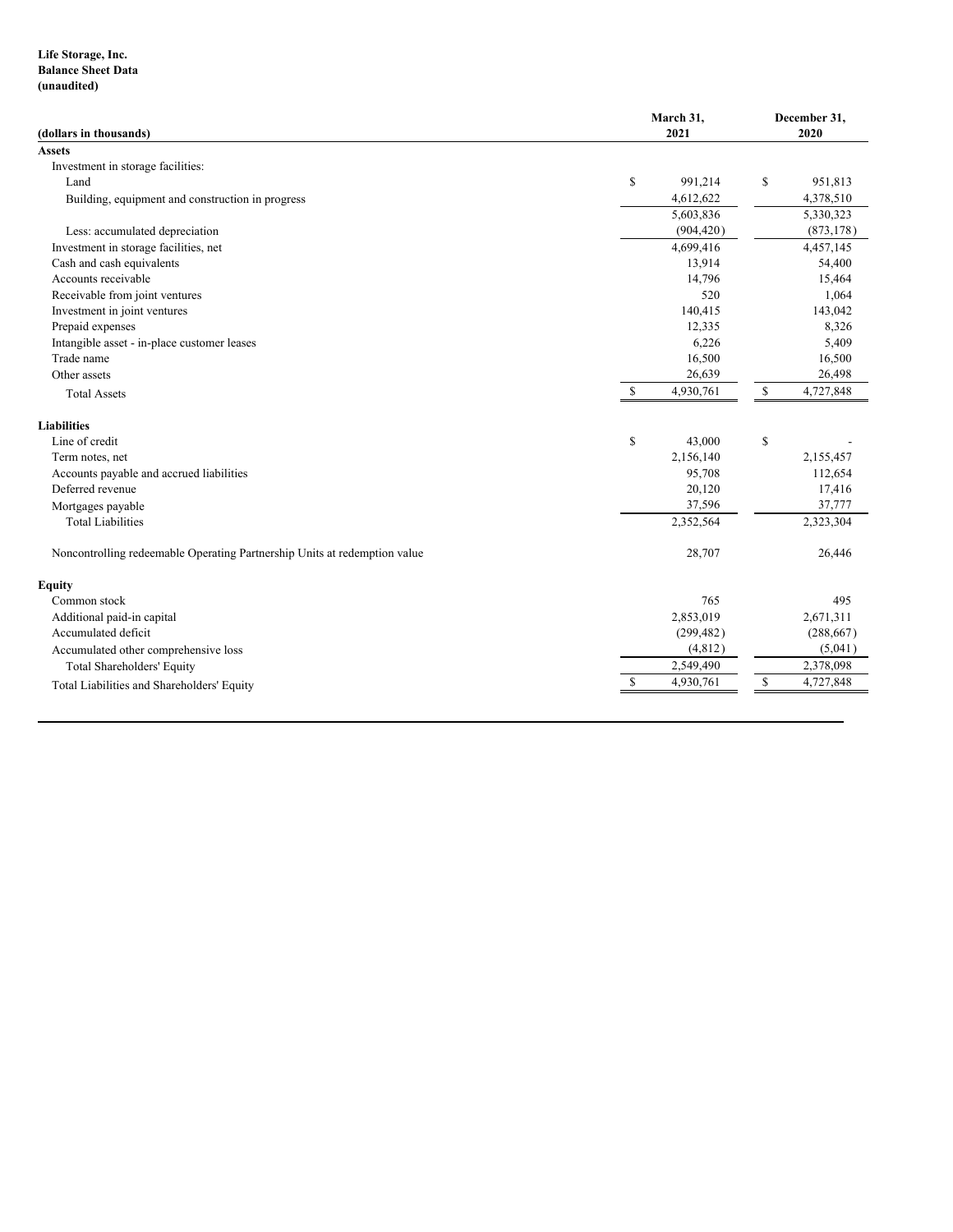**Life Storage, Inc.**
**Balance Sheet Data**
**(unaudited)**

| (dollars in thousands) | March 31, 2021 | December 31, 2020 |
|---|---|---|
| **Assets** | | |
| Investment in storage facilities: | | |
| Land | $ 991,214 | $ 951,813 |
| Building, equipment and construction in progress | 4,612,622 | 4,378,510 |
| | 5,603,836 | 5,330,323 |
| Less: accumulated depreciation | (904,420) | (873,178) |
| Investment in storage facilities, net | 4,699,416 | 4,457,145 |
| Cash and cash equivalents | 13,914 | 54,400 |
| Accounts receivable | 14,796 | 15,464 |
| Receivable from joint ventures | 520 | 1,064 |
| Investment in joint ventures | 140,415 | 143,042 |
| Prepaid expenses | 12,335 | 8,326 |
| Intangible asset - in-place customer leases | 6,226 | 5,409 |
| Trade name | 16,500 | 16,500 |
| Other assets | 26,639 | 26,498 |
| Total Assets | $ 4,930,761 | $ 4,727,848 |
| **Liabilities** | | |
| Line of credit | $ 43,000 | $ - |
| Term notes, net | 2,156,140 | 2,155,457 |
| Accounts payable and accrued liabilities | 95,708 | 112,654 |
| Deferred revenue | 20,120 | 17,416 |
| Mortgages payable | 37,596 | 37,777 |
| Total Liabilities | 2,352,564 | 2,323,304 |
| Noncontrolling redeemable Operating Partnership Units at redemption value | 28,707 | 26,446 |
| **Equity** | | |
| Common stock | 765 | 495 |
| Additional paid-in capital | 2,853,019 | 2,671,311 |
| Accumulated deficit | (299,482) | (288,667) |
| Accumulated other comprehensive loss | (4,812) | (5,041) |
| Total Shareholders' Equity | 2,549,490 | 2,378,098 |
| Total Liabilities and Shareholders' Equity | $ 4,930,761 | $ 4,727,848 |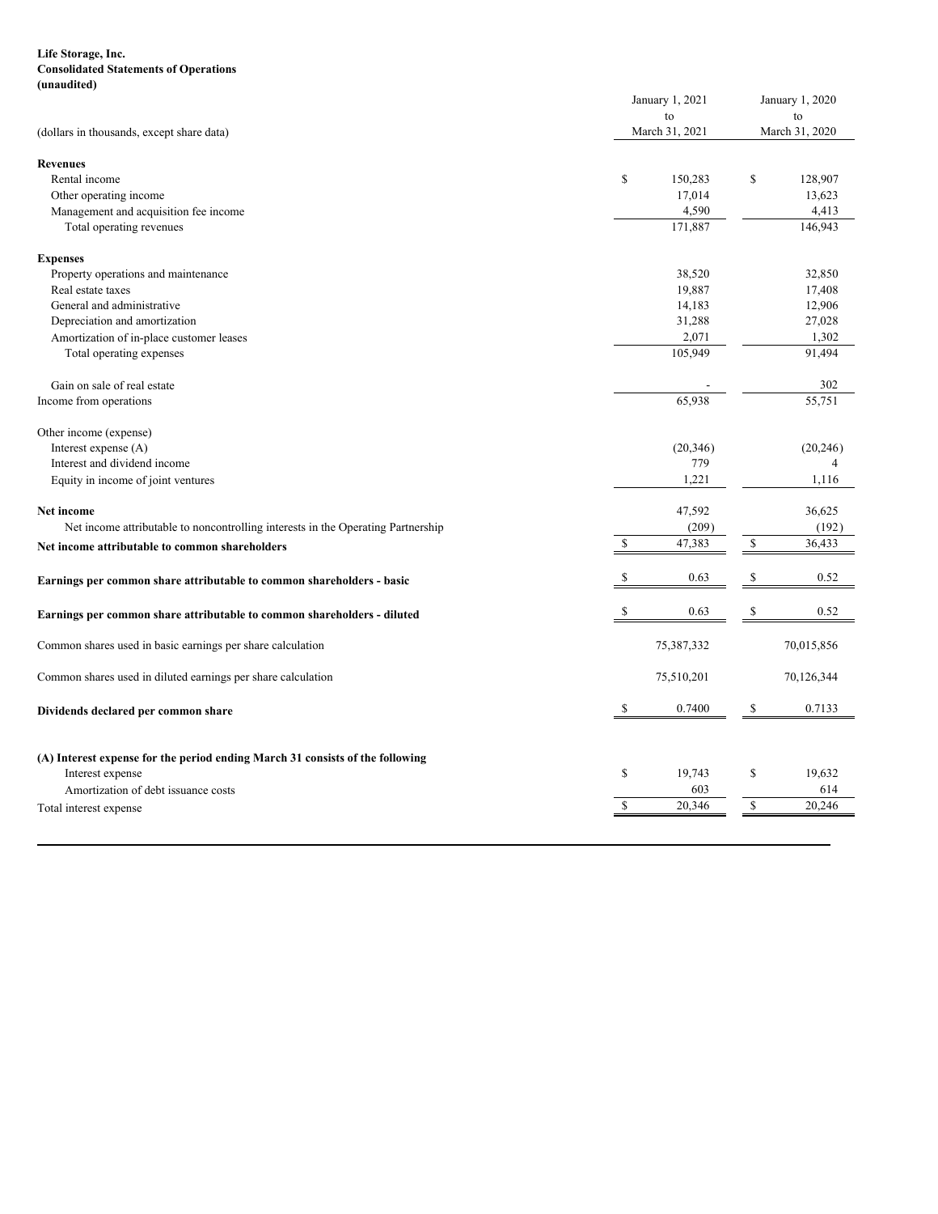**Life Storage, Inc.**
**Consolidated Statements of Operations**
**(unaudited)**

| (dollars in thousands, except share data) | January 1, 2021 to March 31, 2021 | January 1, 2020 to March 31, 2020 |
|---|---|---|
| **Revenues** | | |
| Rental income | $ 150,283 | $ 128,907 |
| Other operating income | 17,014 | 13,623 |
| Management and acquisition fee income | 4,590 | 4,413 |
| Total operating revenues | 171,887 | 146,943 |
| **Expenses** | | |
| Property operations and maintenance | 38,520 | 32,850 |
| Real estate taxes | 19,887 | 17,408 |
| General and administrative | 14,183 | 12,906 |
| Depreciation and amortization | 31,288 | 27,028 |
| Amortization of in-place customer leases | 2,071 | 1,302 |
| Total operating expenses | 105,949 | 91,494 |
| Gain on sale of real estate | - | 302 |
| Income from operations | 65,938 | 55,751 |
| Other income (expense) | | |
| Interest expense (A) | (20,346) | (20,246) |
| Interest and dividend income | 779 | 4 |
| Equity in income of joint ventures | 1,221 | 1,116 |
| **Net income** | 47,592 | 36,625 |
| Net income attributable to noncontrolling interests in the Operating Partnership | (209) | (192) |
| **Net income attributable to common shareholders** | $ 47,383 | $ 36,433 |
| **Earnings per common share attributable to common shareholders - basic** | $ 0.63 | $ 0.52 |
| **Earnings per common share attributable to common shareholders - diluted** | $ 0.63 | $ 0.52 |
| Common shares used in basic earnings per share calculation | 75,387,332 | 70,015,856 |
| Common shares used in diluted earnings per share calculation | 75,510,201 | 70,126,344 |
| **Dividends declared per common share** | $ 0.7400 | $ 0.7133 |

| **(A) Interest expense for the period ending March 31 consists of the following** | | |
|---|---|---|
| Interest expense | $ 19,743 | $ 19,632 |
| Amortization of debt issuance costs | 603 | 614 |
| Total interest expense | $ 20,346 | $ 20,246 |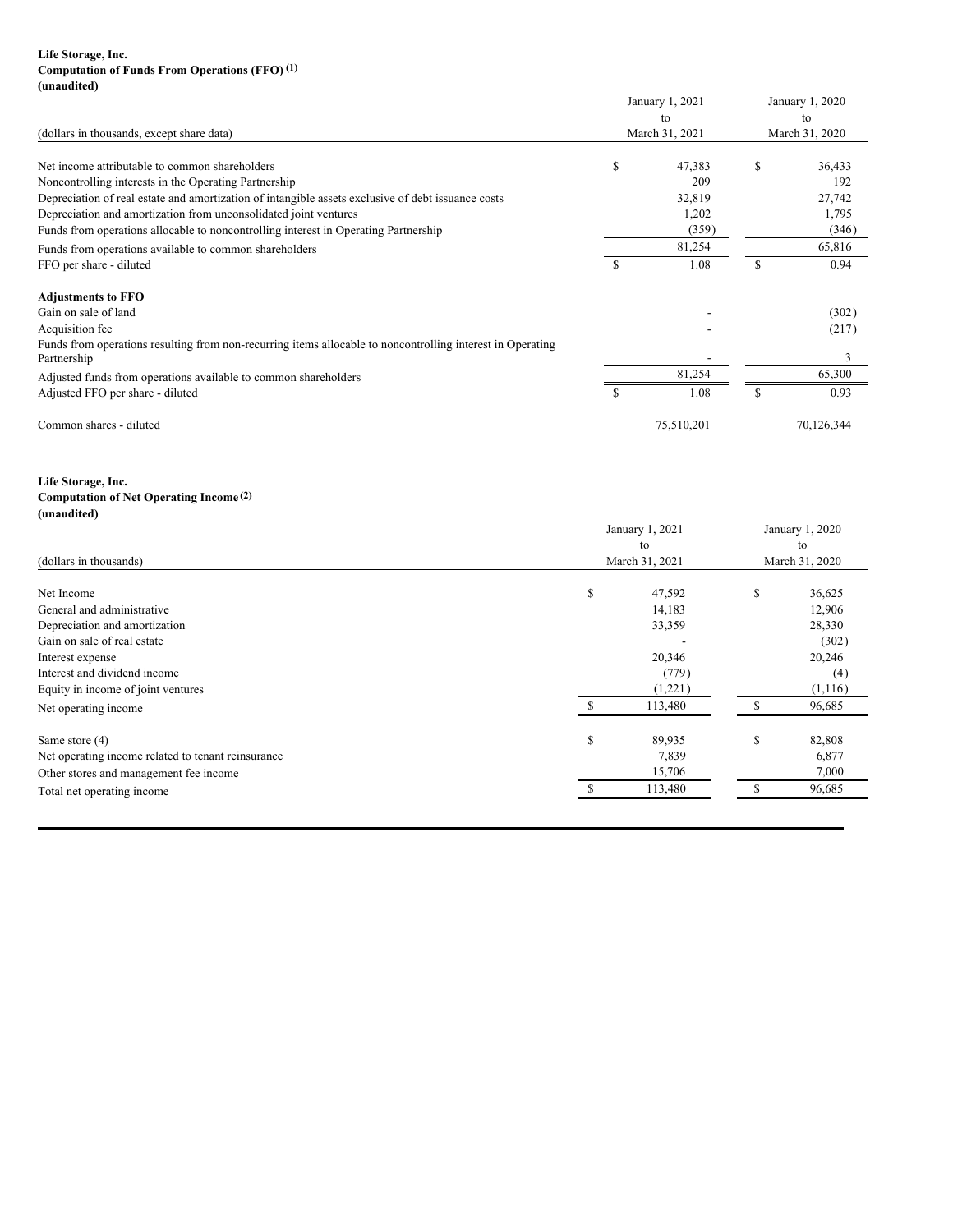**Life Storage, Inc.**
**Computation of Funds From Operations (FFO) (1)**
**(unaudited)**

| (dollars in thousands, except share data) | January 1, 2021 to March 31, 2021 | January 1, 2020 to March 31, 2020 |
|---|---|---|
| Net income attributable to common shareholders | $ 47,383 | $ 36,433 |
| Noncontrolling interests in the Operating Partnership | 209 | 192 |
| Depreciation of real estate and amortization of intangible assets exclusive of debt issuance costs | 32,819 | 27,742 |
| Depreciation and amortization from unconsolidated joint ventures | 1,202 | 1,795 |
| Funds from operations allocable to noncontrolling interest in Operating Partnership | (359) | (346) |
| Funds from operations available to common shareholders | 81,254 | 65,816 |
| FFO per share - diluted | $ 1.08 | $ 0.94 |
| **Adjustments to FFO** | | |
| Gain on sale of land | - | (302) |
| Acquisition fee | - | (217) |
| Funds from operations resulting from non-recurring items allocable to noncontrolling interest in Operating Partnership | - | 3 |
| Adjusted funds from operations available to common shareholders | 81,254 | 65,300 |
| Adjusted FFO per share - diluted | $ 1.08 | $ 0.93 |
| Common shares - diluted | 75,510,201 | 70,126,344 |

**Life Storage, Inc.**
**Computation of Net Operating Income (2)**
**(unaudited)**

| (dollars in thousands) | January 1, 2021 to March 31, 2021 | January 1, 2020 to March 31, 2020 |
|---|---|---|
| Net Income | $ 47,592 | $ 36,625 |
| General and administrative | 14,183 | 12,906 |
| Depreciation and amortization | 33,359 | 28,330 |
| Gain on sale of real estate | - | (302) |
| Interest expense | 20,346 | 20,246 |
| Interest and dividend income | (779) | (4) |
| Equity in income of joint ventures | (1,221) | (1,116) |
| Net operating income | $ 113,480 | $ 96,685 |
| Same store (4) | $ 89,935 | $ 82,808 |
| Net operating income related to tenant reinsurance | 7,839 | 6,877 |
| Other stores and management fee income | 15,706 | 7,000 |
| Total net operating income | $ 113,480 | $ 96,685 |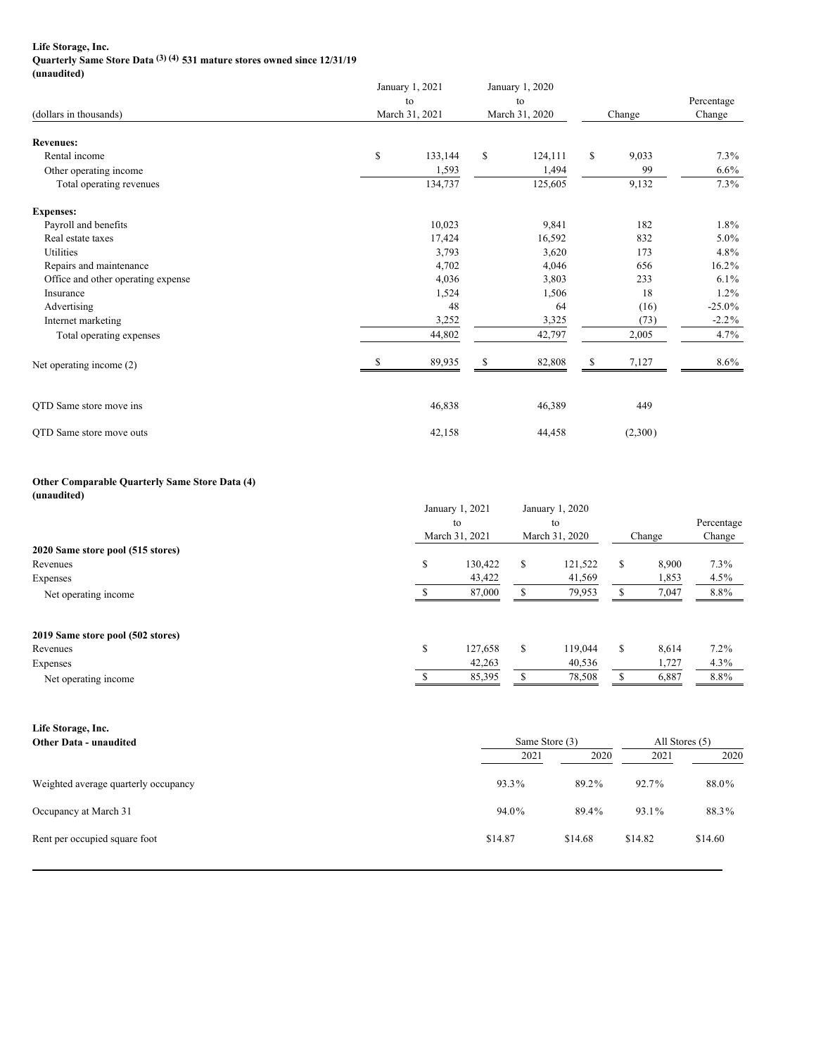**Life Storage, Inc.**
**Quarterly Same Store Data [(3) (4)] 531 mature stores owned since 12/31/19**
**(unaudited)**

| (dollars in thousands) | January 1, 2021 to March 31, 2021 | January 1, 2020 to March 31, 2020 | Change | Percentage Change |
|---|---|---|---|---|
| **Revenues:** | | | | |
| Rental income | $ 133,144 | $ 124,111 | $ 9,033 | 7.3% |
| Other operating income | 1,593 | 1,494 | 99 | 6.6% |
| Total operating revenues | 134,737 | 125,605 | 9,132 | 7.3% |
| **Expenses:** | | | | |
| Payroll and benefits | 10,023 | 9,841 | 182 | 1.8% |
| Real estate taxes | 17,424 | 16,592 | 832 | 5.0% |
| Utilities | 3,793 | 3,620 | 173 | 4.8% |
| Repairs and maintenance | 4,702 | 4,046 | 656 | 16.2% |
| Office and other operating expense | 4,036 | 3,803 | 233 | 6.1% |
| Insurance | 1,524 | 1,506 | 18 | 1.2% |
| Advertising | 48 | 64 | (16) | -25.0% |
| Internet marketing | 3,252 | 3,325 | (73) | -2.2% |
| Total operating expenses | 44,802 | 42,797 | 2,005 | 4.7% |
| Net operating income (2) | $ 89,935 | $ 82,808 | $ 7,127 | 8.6% |
| QTD Same store move ins | 46,838 | 46,389 | 449 | |
| QTD Same store move outs | 42,158 | 44,458 | (2,300) | |

**Other Comparable Quarterly Same Store Data (4)**
**(unaudited)**

| | January 1, 2021 to March 31, 2021 | January 1, 2020 to March 31, 2020 | Change | Percentage Change |
|---|---|---|---|---|
| **2020 Same store pool (515 stores)** | | | | |
| Revenues | $ 130,422 | $ 121,522 | $ 8,900 | 7.3% |
| Expenses | 43,422 | 41,569 | 1,853 | 4.5% |
| Net operating income | $ 87,000 | $ 79,953 | $ 7,047 | 8.8% |
| **2019 Same store pool (502 stores)** | | | | |
| Revenues | $ 127,658 | $ 119,044 | $ 8,614 | 7.2% |
| Expenses | 42,263 | 40,536 | 1,727 | 4.3% |
| Net operating income | $ 85,395 | $ 78,508 | $ 6,887 | 8.8% |

**Life Storage, Inc.**
**Other Data - unaudited**

| | Same Store (3) | | All Stores (5) | |
|---|---|---|---|---|
| | 2021 | 2020 | 2021 | 2020 |
| Weighted average quarterly occupancy | 93.3% | 89.2% | 92.7% | 88.0% |
| Occupancy at March 31 | 94.0% | 89.4% | 93.1% | 88.3% |
| Rent per occupied square foot | $14.87 | $14.68 | $14.82 | $14.60 |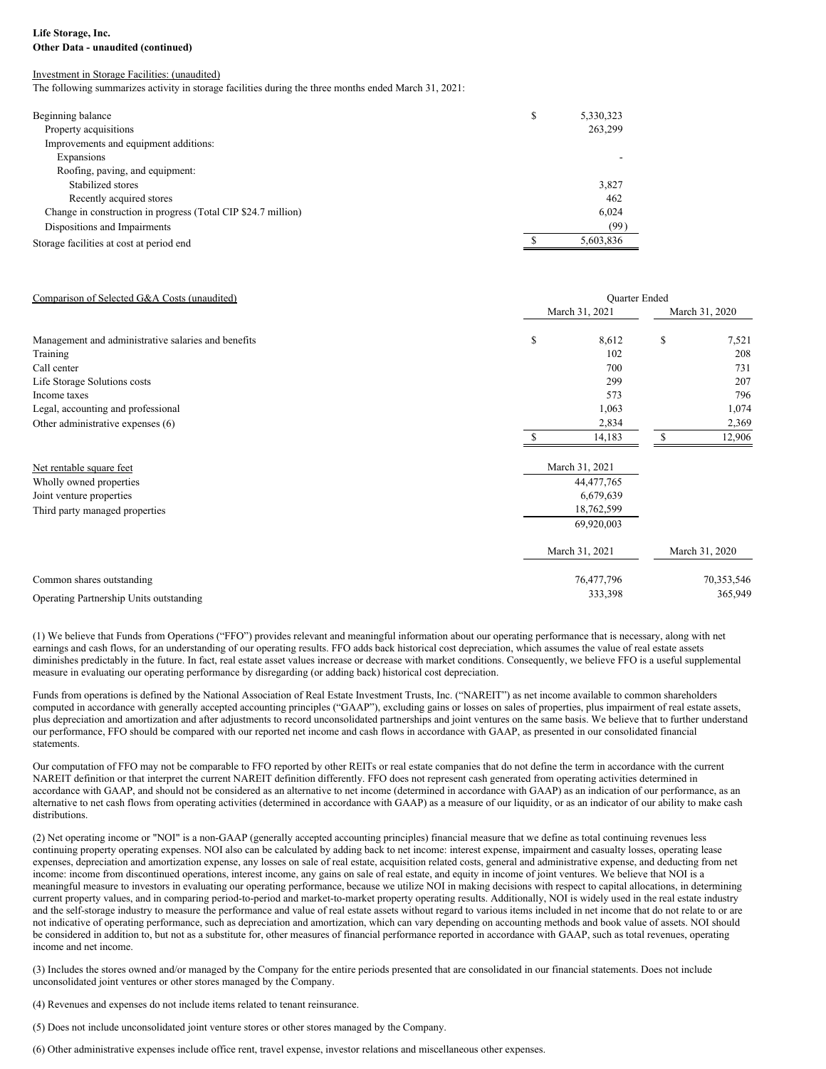**Life Storage, Inc.**
**Other Data - unaudited (continued)**

Investment in Storage Facilities: (unaudited)

The following summarizes activity in storage facilities during the three months ended March 31, 2021:

| | |
|---|---|
| Beginning balance | $ 5,330,323 |
| Property acquisitions | 263,299 |
| Improvements and equipment additions: | |
| Expansions | - |
| Roofing, paving, and equipment: | |
| Stabilized stores | 3,827 |
| Recently acquired stores | 462 |
| Change in construction in progress (Total CIP $24.7 million) | 6,024 |
| Dispositions and Impairments | (99) |
| Storage facilities at cost at period end | $ 5,603,836 |

| Comparison of Selected G&A Costs (unaudited) | Quarter Ended | |
|---|---|---|
| | March 31, 2021 | March 31, 2020 |
| Management and administrative salaries and benefits | $ 8,612 | $ 7,521 |
| Training | 102 | 208 |
| Call center | 700 | 731 |
| Life Storage Solutions costs | 299 | 207 |
| Income taxes | 573 | 796 |
| Legal, accounting and professional | 1,063 | 1,074 |
| Other administrative expenses (6) | 2,834 | 2,369 |
| | $ 14,183 | $ 12,906 |

| Net rentable square feet | March 31, 2021 |
|---|---|
| Wholly owned properties | 44,477,765 |
| Joint venture properties | 6,679,639 |
| Third party managed properties | 18,762,599 |
| | 69,920,003 |

| | March 31, 2021 | March 31, 2020 |
|---|---|---|
| Common shares outstanding | 76,477,796 | 70,353,546 |
| Operating Partnership Units outstanding | 333,398 | 365,949 |

(1) We believe that Funds from Operations ("FFO") provides relevant and meaningful information about our operating performance that is necessary, along with net earnings and cash flows, for an understanding of our operating results. FFO adds back historical cost depreciation, which assumes the value of real estate assets diminishes predictably in the future. In fact, real estate asset values increase or decrease with market conditions. Consequently, we believe FFO is a useful supplemental measure in evaluating our operating performance by disregarding (or adding back) historical cost depreciation.

Funds from operations is defined by the National Association of Real Estate Investment Trusts, Inc. ("NAREIT") as net income available to common shareholders computed in accordance with generally accepted accounting principles ("GAAP"), excluding gains or losses on sales of properties, plus impairment of real estate assets, plus depreciation and amortization and after adjustments to record unconsolidated partnerships and joint ventures on the same basis. We believe that to further understand our performance, FFO should be compared with our reported net income and cash flows in accordance with GAAP, as presented in our consolidated financial statements.

Our computation of FFO may not be comparable to FFO reported by other REITs or real estate companies that do not define the term in accordance with the current NAREIT definition or that interpret the current NAREIT definition differently. FFO does not represent cash generated from operating activities determined in accordance with GAAP, and should not be considered as an alternative to net income (determined in accordance with GAAP) as an indication of our performance, as an alternative to net cash flows from operating activities (determined in accordance with GAAP) as a measure of our liquidity, or as an indicator of our ability to make cash distributions.

(2) Net operating income or "NOI" is a non-GAAP (generally accepted accounting principles) financial measure that we define as total continuing revenues less continuing property operating expenses. NOI also can be calculated by adding back to net income: interest expense, impairment and casualty losses, operating lease expenses, depreciation and amortization expense, any losses on sale of real estate, acquisition related costs, general and administrative expense, and deducting from net income: income from discontinued operations, interest income, any gains on sale of real estate, and equity in income of joint ventures. We believe that NOI is a meaningful measure to investors in evaluating our operating performance, because we utilize NOI in making decisions with respect to capital allocations, in determining current property values, and in comparing period-to-period and market-to-market property operating results. Additionally, NOI is widely used in the real estate industry and the self-storage industry to measure the performance and value of real estate assets without regard to various items included in net income that do not relate to or are not indicative of operating performance, such as depreciation and amortization, which can vary depending on accounting methods and book value of assets. NOI should be considered in addition to, but not as a substitute for, other measures of financial performance reported in accordance with GAAP, such as total revenues, operating income and net income.

(3) Includes the stores owned and/or managed by the Company for the entire periods presented that are consolidated in our financial statements. Does not include unconsolidated joint ventures or other stores managed by the Company.

(4) Revenues and expenses do not include items related to tenant reinsurance.

(5) Does not include unconsolidated joint venture stores or other stores managed by the Company.

(6) Other administrative expenses include office rent, travel expense, investor relations and miscellaneous other expenses.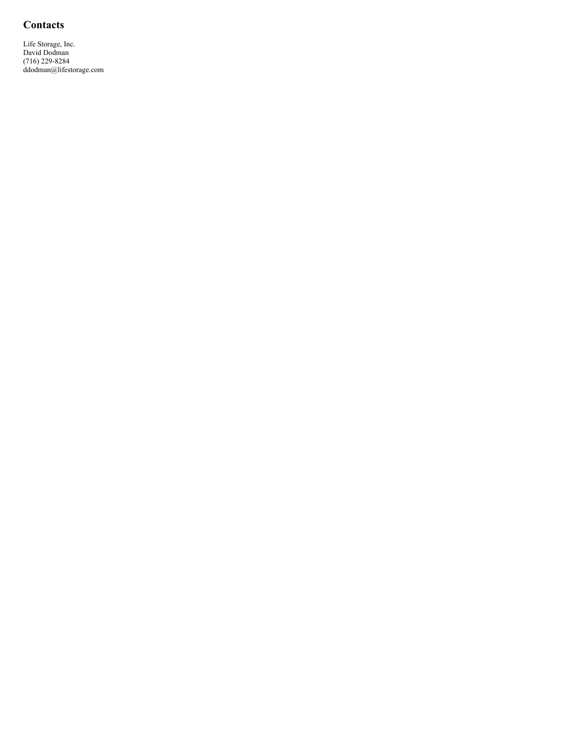## Contacts

Life Storage, Inc.
David Dodman
(716) 229-8284
ddodman@lifestorage.com